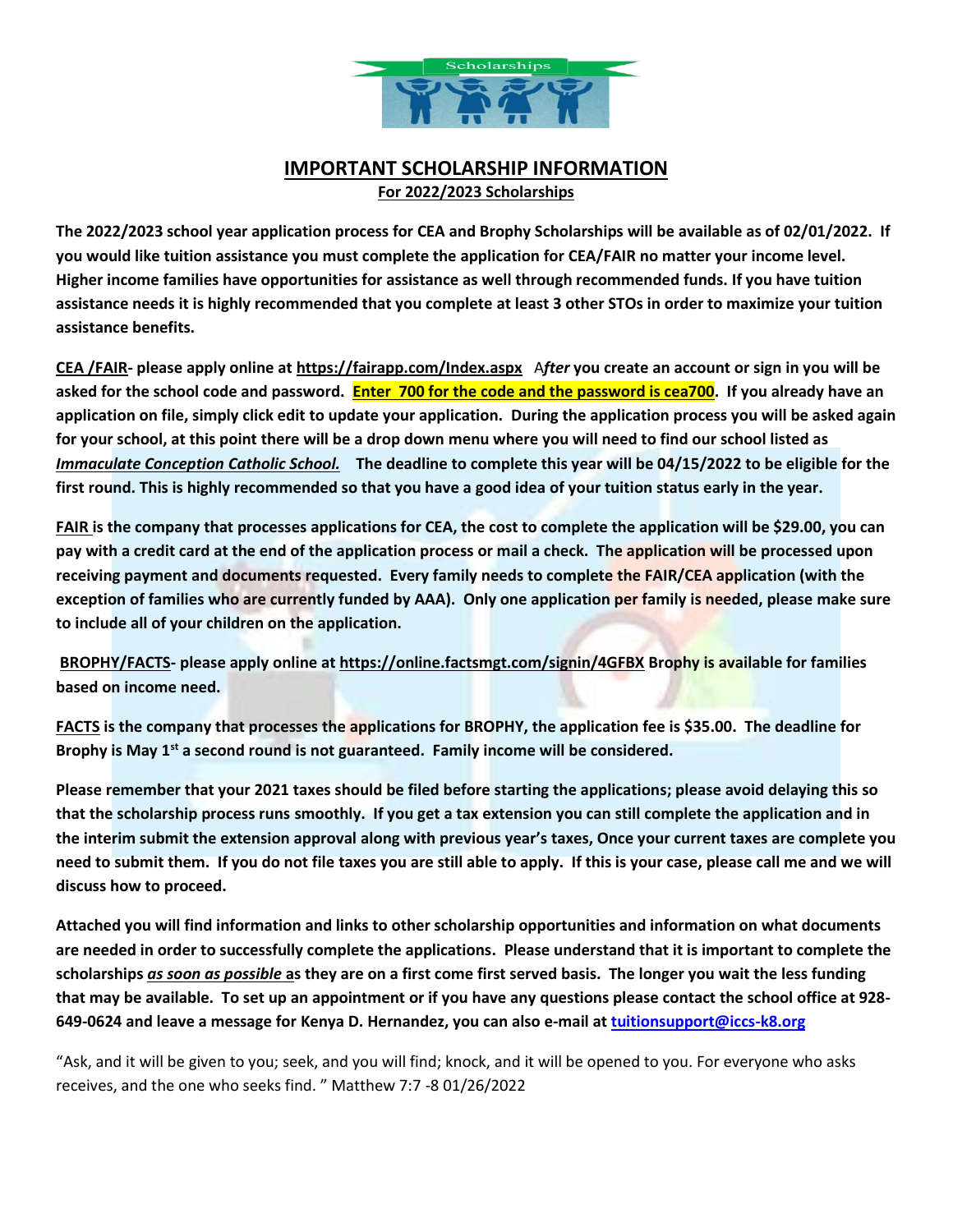Scholarships

# IMPORTANT SCHOLARSHIP INFORMATION

## For 2022/2023 Scholarships

**The 2022/2023 school year application process for CEA and Brophy Scholarships will be available as of 02/01/2022. If you would like tuition assistance you must complete the application for CEA/FAIR no matter your income level. Higher income families have opportunities for assistance as well through recommended funds. If you have tuition assistance needs it is highly recommended that you complete at least 3 other STOs in order to maximize your tuition assistance benefits.**

**CEA /FAIR- please apply online at https://fairapp.com/Index.aspx** A***fter*** **you create an account or sign in you will be asked for the school code and password. Enter 700 for the code and the password is cea700. If you already have an application on file, simply click edit to update your application. During the application process you will be asked again for your school, at this point there will be a drop down menu where you will need to find our school listed as *Immaculate Conception Catholic School.* The deadline to complete this year will be 04/15/2022 to be eligible for the first round. This is highly recommended so that you have a good idea of your tuition status early in the year.**

**FAIR is the company that processes applications for CEA, the cost to complete the application will be $29.00, you can pay with a credit card at the end of the application process or mail a check. The application will be processed upon receiving payment and documents requested. Every family needs to complete the FAIR/CEA application (with the exception of families who are currently funded by AAA). Only one application per family is needed, please make sure to include all of your children on the application.**

**BROPHY/FACTS- please apply online at https://online.factsmgt.com/signin/4GFBX Brophy is available for families based on income need.**

**FACTS is the company that processes the applications for BROPHY, the application fee is $35.00. The deadline for Brophy is May 1st a second round is not guaranteed. Family income will be considered.**

**Please remember that your 2021 taxes should be filed before starting the applications; please avoid delaying this so that the scholarship process runs smoothly. If you get a tax extension you can still complete the application and in the interim submit the extension approval along with previous year's taxes, Once your current taxes are complete you need to submit them. If you do not file taxes you are still able to apply. If this is your case, please call me and we will discuss how to proceed.**

**Attached you will find information and links to other scholarship opportunities and information on what documents are needed in order to successfully complete the applications. Please understand that it is important to complete the scholarships *as soon as possible* as they are on a first come first served basis. The longer you wait the less funding that may be available. To set up an appointment or if you have any questions please contact the school office at 928-649-0624 and leave a message for Kenya D. Hernandez, you can also e-mail at tuitionsupport@iccs-k8.org**

"Ask, and it will be given to you; seek, and you will find; knock, and it will be opened to you. For everyone who asks receives, and the one who seeks find. " Matthew 7:7 -8 01/26/2022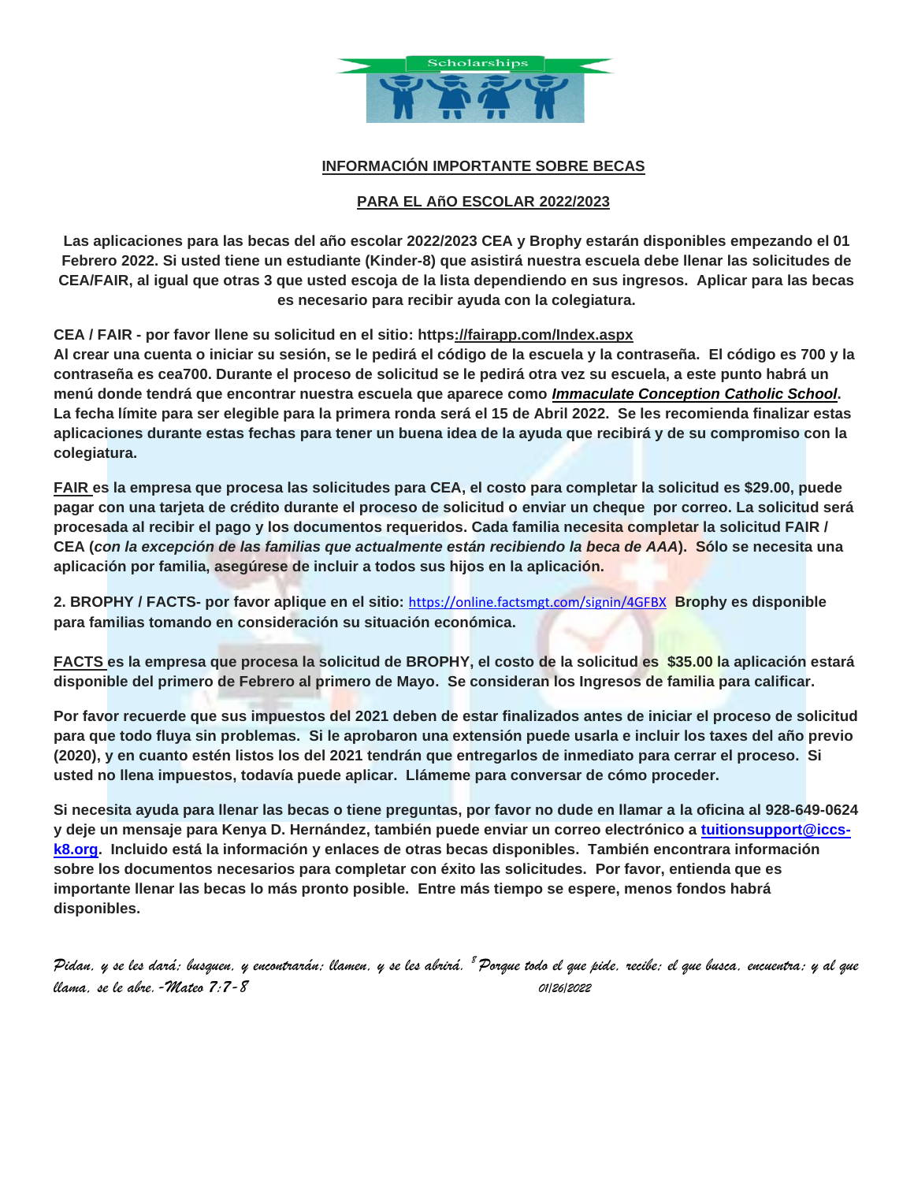Scholarships

**INFORMACIÓN IMPORTANTE SOBRE BECAS**

**PARA EL AñO ESCOLAR 2022/2023**

**Las aplicaciones para las becas del año escolar 2022/2023 CEA y Brophy estarán disponibles empezando el 01 Febrero 2022. Si usted tiene un estudiante (Kinder-8) que asistirá nuestra escuela debe llenar las solicitudes de CEA/FAIR, al igual que otras 3 que usted escoja de la lista dependiendo en sus ingresos. Aplicar para las becas es necesario para recibir ayuda con la colegiatura.**

**CEA / FAIR - por favor llene su solicitud en el sitio: https://fairapp.com/Index.aspx**
**Al crear una cuenta o iniciar su sesión, se le pedirá el código de la escuela y la contraseña. El código es 700 y la contraseña es cea700. Durante el proceso de solicitud se le pedirá otra vez su escuela, a este punto habrá un menú donde tendrá que encontrar nuestra escuela que aparece como *Immaculate Conception Catholic School*. La fecha límite para ser elegible para la primera ronda será el 15 de Abril 2022. Se les recomienda finalizar estas aplicaciones durante estas fechas para tener un buena idea de la ayuda que recibirá y de su compromiso con la colegiatura.**

**FAIR es la empresa que procesa las solicitudes para CEA, el costo para completar la solicitud es $29.00, puede pagar con una tarjeta de crédito durante el proceso de solicitud o enviar un cheque por correo. La solicitud será procesada al recibir el pago y los documentos requeridos. Cada familia necesita completar la solicitud FAIR / CEA (*con la excepción de las familias que actualmente están recibiendo la beca de AAA*). Sólo se necesita una aplicación por familia, asegúrese de incluir a todos sus hijos en la aplicación.**

**2. BROPHY / FACTS- por favor aplique en el sitio:** https://online.factsmgt.com/signin/4GFBX **Brophy es disponible para familias tomando en consideración su situación económica.**

**FACTS es la empresa que procesa la solicitud de BROPHY, el costo de la solicitud es $35.00 la aplicación estará disponible del primero de Febrero al primero de Mayo. Se consideran los Ingresos de familia para calificar.**

**Por favor recuerde que sus impuestos del 2021 deben de estar finalizados antes de iniciar el proceso de solicitud para que todo fluya sin problemas. Si le aprobaron una extensión puede usarla e incluir los taxes del año previo (2020), y en cuanto estén listos los del 2021 tendrán que entregarlos de inmediato para cerrar el proceso. Si usted no llena impuestos, todavía puede aplicar. Lláme me para conversar de cómo proceder.**

**Si necesita ayuda para llenar las becas o tiene preguntas, por favor no dude en llamar a la oficina al 928-649-0624 y deje un mensaje para Kenya D. Hernández, también puede enviar un correo electrónico a tuitionsupport@iccs-k8.org. Incluido está la información y enlaces de otras becas disponibles. También encontrara información sobre los documentos necesarios para completar con éxito las solicitudes. Por favor, entienda que es importante llenar las becas lo más pronto posible. Entre más tiempo se espere, menos fondos habrá disponibles.**

*Pidan, y se les dará; busquen, y encontrarán; llamen, y se les abrirá. [8] Porque todo el que pide, recibe; el que busca, encuentra; y al que llama, se le abre. -Mateo 7:7-8* *01/26/2022*